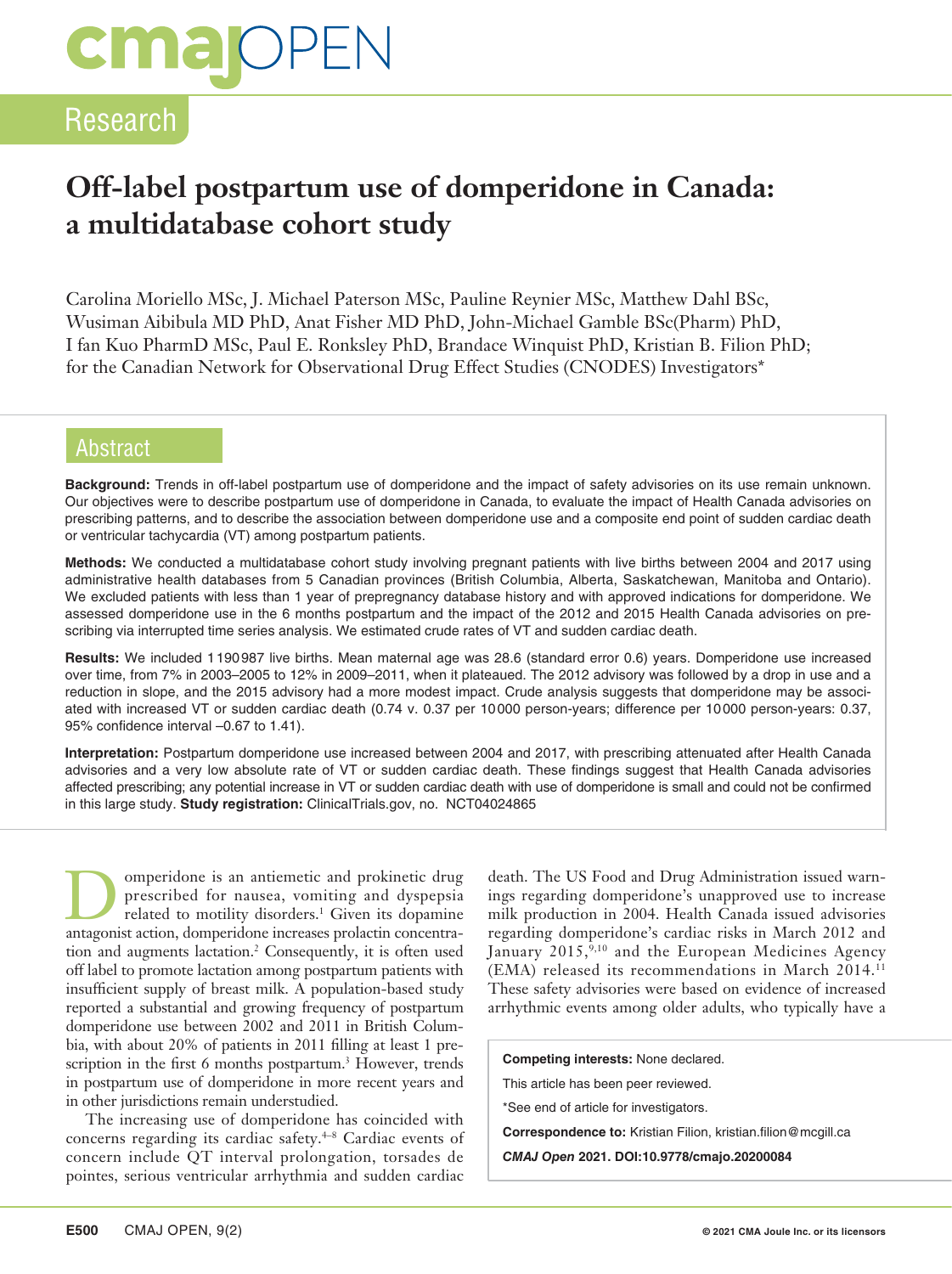Research

# Off-label postpartum use of domperidone in Canada: a multidatabase cohort study

Carolina Moriello MSc, J. Michael Paterson MSc, Pauline Reynier MSc, Matthew Dahl BSc, Wusiman Aibibula MD PhD, Anat Fisher MD PhD, John-Michael Gamble BSc(Pharm) PhD, I fan Kuo PharmD MSc, Paul E. Ronksley PhD, Brandace Winquist PhD, Kristian B. Filion PhD; for the Canadian Network for Observational Drug Effect Studies (CNODES) Investigators*

## Abstract

**Background:** Trends in off-label postpartum use of domperidone and the impact of safety advisories on its use remain unknown. Our objectives were to describe postpartum use of domperidone in Canada, to evaluate the impact of Health Canada advisories on prescribing patterns, and to describe the association between domperidone use and a composite end point of sudden cardiac death or ventricular tachycardia (VT) among postpartum patients.

**Methods:** We conducted a multidatabase cohort study involving pregnant patients with live births between 2004 and 2017 using administrative health databases from 5 Canadian provinces (British Columbia, Alberta, Saskatchewan, Manitoba and Ontario). We excluded patients with less than 1 year of prepregnancy database history and with approved indications for domperidone. We assessed domperidone use in the 6 months postpartum and the impact of the 2012 and 2015 Health Canada advisories on prescribing via interrupted time series analysis. We estimated crude rates of VT and sudden cardiac death.

**Results:** We included 1 190 987 live births. Mean maternal age was 28.6 (standard error 0.6) years. Domperidone use increased over time, from 7% in 2003–2005 to 12% in 2009–2011, when it plateaued. The 2012 advisory was followed by a drop in use and a reduction in slope, and the 2015 advisory had a more modest impact. Crude analysis suggests that domperidone may be associated with increased VT or sudden cardiac death (0.74 v. 0.37 per 10 000 person-years; difference per 10 000 person-years: 0.37, 95% confidence interval –0.67 to 1.41).

**Interpretation:** Postpartum domperidone use increased between 2004 and 2017, with prescribing attenuated after Health Canada advisories and a very low absolute rate of VT or sudden cardiac death. These findings suggest that Health Canada advisories affected prescribing; any potential increase in VT or sudden cardiac death with use of domperidone is small and could not be confirmed in this large study. **Study registration:** ClinicalTrials.gov, no. NCT04024865

Domperidone is an antiemetic and prokinetic drug prescribed for nausea, vomiting and dyspepsia related to motility disorders.[1] Given its dopamine antagonist action, domperidone increases prolactin concentration and augments lactation.[2] Consequently, it is often used off label to promote lactation among postpartum patients with insufficient supply of breast milk. A population-based study reported a substantial and growing frequency of postpartum domperidone use between 2002 and 2011 in British Columbia, with about 20% of patients in 2011 filling at least 1 prescription in the first 6 months postpartum.[3] However, trends in postpartum use of domperidone in more recent years and in other jurisdictions remain understudied.

The increasing use of domperidone has coincided with concerns regarding its cardiac safety.[4–8] Cardiac events of concern include QT interval prolongation, torsades de pointes, serious ventricular arrhythmia and sudden cardiac death. The US Food and Drug Administration issued warnings regarding domperidone's unapproved use to increase milk production in 2004. Health Canada issued advisories regarding domperidone's cardiac risks in March 2012 and January 2015,[9,10] and the European Medicines Agency (EMA) released its recommendations in March 2014.[11] These safety advisories were based on evidence of increased arrhythmic events among older adults, who typically have a

**Competing interests:** None declared.

This article has been peer reviewed.

*See end of article for investigators.

**Correspondence to:** Kristian Filion, kristian.filion@mcgill.ca

***CMAJ Open* 2021. DOI:10.9778/cmajo.20200084**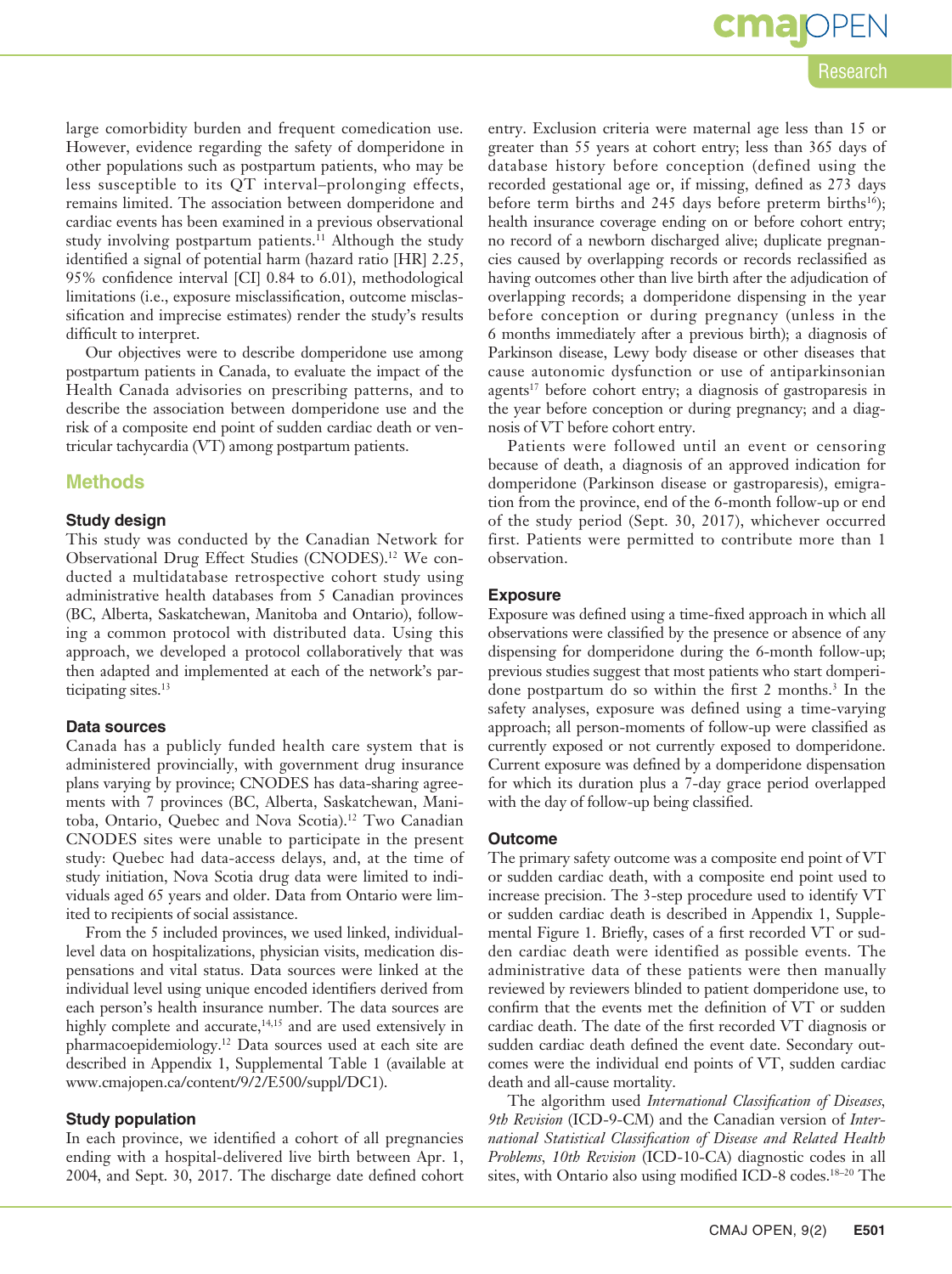large comorbidity burden and frequent comedication use. However, evidence regarding the safety of domperidone in other populations such as postpartum patients, who may be less susceptible to its QT interval–prolonging effects, remains limited. The association between domperidone and cardiac events has been examined in a previous observational study involving postpartum patients.[11] Although the study identified a signal of potential harm (hazard ratio [HR] 2.25, 95% confidence interval [CI] 0.84 to 6.01), methodological limitations (i.e., exposure misclassification, outcome misclassification and imprecise estimates) render the study's results difficult to interpret.

Our objectives were to describe domperidone use among postpartum patients in Canada, to evaluate the impact of the Health Canada advisories on prescribing patterns, and to describe the association between domperidone use and the risk of a composite end point of sudden cardiac death or ventricular tachycardia (VT) among postpartum patients.

## Methods

### Study design

This study was conducted by the Canadian Network for Observational Drug Effect Studies (CNODES).[12] We conducted a multidatabase retrospective cohort study using administrative health databases from 5 Canadian provinces (BC, Alberta, Saskatchewan, Manitoba and Ontario), following a common protocol with distributed data. Using this approach, we developed a protocol collaboratively that was then adapted and implemented at each of the network's participating sites.[13]

### Data sources

Canada has a publicly funded health care system that is administered provincially, with government drug insurance plans varying by province; CNODES has data-sharing agreements with 7 provinces (BC, Alberta, Saskatchewan, Manitoba, Ontario, Quebec and Nova Scotia).[12] Two Canadian CNODES sites were unable to participate in the present study: Quebec had data-access delays, and, at the time of study initiation, Nova Scotia drug data were limited to individuals aged 65 years and older. Data from Ontario were limited to recipients of social assistance.

From the 5 included provinces, we used linked, individual-level data on hospitalizations, physician visits, medication dispensations and vital status. Data sources were linked at the individual level using unique encoded identifiers derived from each person's health insurance number. The data sources are highly complete and accurate,[14,15] and are used extensively in pharmacoepidemiology.[12] Data sources used at each site are described in Appendix 1, Supplemental Table 1 (available at www.cmajopen.ca/content/9/2/E500/suppl/DC1).

### Study population

In each province, we identified a cohort of all pregnancies ending with a hospital-delivered live birth between Apr. 1, 2004, and Sept. 30, 2017. The discharge date defined cohort entry. Exclusion criteria were maternal age less than 15 or greater than 55 years at cohort entry; less than 365 days of database history before conception (defined using the recorded gestational age or, if missing, defined as 273 days before term births and 245 days before preterm births[16]); health insurance coverage ending on or before cohort entry; no record of a newborn discharged alive; duplicate pregnancies caused by overlapping records or records reclassified as having outcomes other than live birth after the adjudication of overlapping records; a domperidone dispensing in the year before conception or during pregnancy (unless in the 6 months immediately after a previous birth); a diagnosis of Parkinson disease, Lewy body disease or other diseases that cause autonomic dysfunction or use of antiparkinsonian agents[17] before cohort entry; a diagnosis of gastroparesis in the year before conception or during pregnancy; and a diagnosis of VT before cohort entry.

Patients were followed until an event or censoring because of death, a diagnosis of an approved indication for domperidone (Parkinson disease or gastroparesis), emigration from the province, end of the 6-month follow-up or end of the study period (Sept. 30, 2017), whichever occurred first. Patients were permitted to contribute more than 1 observation.

### Exposure

Exposure was defined using a time-fixed approach in which all observations were classified by the presence or absence of any dispensing for domperidone during the 6-month follow-up; previous studies suggest that most patients who start domperidone postpartum do so within the first 2 months.[3] In the safety analyses, exposure was defined using a time-varying approach; all person-moments of follow-up were classified as currently exposed or not currently exposed to domperidone. Current exposure was defined by a domperidone dispensation for which its duration plus a 7-day grace period overlapped with the day of follow-up being classified.

### Outcome

The primary safety outcome was a composite end point of VT or sudden cardiac death, with a composite end point used to increase precision. The 3-step procedure used to identify VT or sudden cardiac death is described in Appendix 1, Supplemental Figure 1. Briefly, cases of a first recorded VT or sudden cardiac death were identified as possible events. The administrative data of these patients were then manually reviewed by reviewers blinded to patient domperidone use, to confirm that the events met the definition of VT or sudden cardiac death. The date of the first recorded VT diagnosis or sudden cardiac death defined the event date. Secondary outcomes were the individual end points of VT, sudden cardiac death and all-cause mortality.

The algorithm used *International Classification of Diseases, 9th Revision* (ICD-9-CM) and the Canadian version of *International Statistical Classification of Disease and Related Health Problems, 10th Revision* (ICD-10-CA) diagnostic codes in all sites, with Ontario also using modified ICD-8 codes.[18–20] The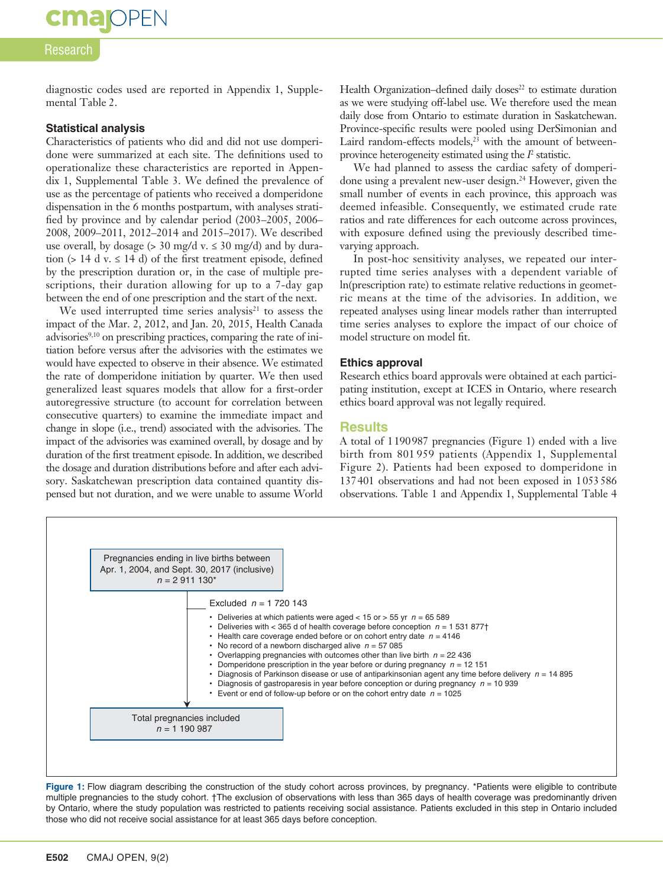diagnostic codes used are reported in Appendix 1, Supplemental Table 2.

### Statistical analysis

Characteristics of patients who did and did not use domperidone were summarized at each site. The definitions used to operationalize these characteristics are reported in Appendix 1, Supplemental Table 3. We defined the prevalence of use as the percentage of patients who received a domperidone dispensation in the 6 months postpartum, with analyses stratified by province and by calendar period (2003–2005, 2006–2008, 2009–2011, 2012–2014 and 2015–2017). We described use overall, by dosage (> 30 mg/d v. ≤ 30 mg/d) and by duration (> 14 d v. ≤ 14 d) of the first treatment episode, defined by the prescription duration or, in the case of multiple prescriptions, their duration allowing for up to a 7-day gap between the end of one prescription and the start of the next.

We used interrupted time series analysis[21] to assess the impact of the Mar. 2, 2012, and Jan. 20, 2015, Health Canada advisories[9,10] on prescribing practices, comparing the rate of initiation before versus after the advisories with the estimates we would have expected to observe in their absence. We estimated the rate of domperidone initiation by quarter. We then used generalized least squares models that allow for a first-order autoregressive structure (to account for correlation between consecutive quarters) to examine the immediate impact and change in slope (i.e., trend) associated with the advisories. The impact of the advisories was examined overall, by dosage and by duration of the first treatment episode. In addition, we described the dosage and duration distributions before and after each advisory. Saskatchewan prescription data contained quantity dispensed but not duration, and we were unable to assume World Health Organization–defined daily doses[22] to estimate duration as we were studying off-label use. We therefore used the mean daily dose from Ontario to estimate duration in Saskatchewan. Province-specific results were pooled using DerSimonian and Laird random-effects models,[23] with the amount of between-province heterogeneity estimated using the $I^2$ statistic.

We had planned to assess the cardiac safety of domperidone using a prevalent new-user design.[24] However, given the small number of events in each province, this approach was deemed infeasible. Consequently, we estimated crude rate ratios and rate differences for each outcome across provinces, with exposure defined using the previously described time-varying approach.

In post-hoc sensitivity analyses, we repeated our interrupted time series analyses with a dependent variable of ln(prescription rate) to estimate relative reductions in geometric means at the time of the advisories. In addition, we repeated analyses using linear models rather than interrupted time series analyses to explore the impact of our choice of model structure on model fit.

### Ethics approval

Research ethics board approvals were obtained at each participating institution, except at ICES in Ontario, where research ethics board approval was not legally required.

## Results

A total of 1 190 987 pregnancies (Figure 1) ended with a live birth from 801 959 patients (Appendix 1, Supplemental Figure 2). Patients had been exposed to domperidone in 137 401 observations and had not been exposed in 1 053 586 observations. Table 1 and Appendix 1, Supplemental Table 4

Pregnancies ending in live births between Apr. 1, 2004, and Sept. 30, 2017 (inclusive) *n* = 2 911 130*

Excluded *n* = 1 720 143

- Deliveries at which patients were aged < 15 or > 55 yr *n* = 65 589
- Deliveries with < 365 d of health coverage before conception *n* = 1 531 877†
- Health care coverage ended before or on cohort entry date *n* = 4146
- No record of a newborn discharged alive *n* = 57 085
- Overlapping pregnancies with outcomes other than live birth *n* = 22 436
- Domperidone prescription in the year before or during pregnancy *n* = 12 151
- Diagnosis of Parkinson disease or use of antiparkinsonian agent any time before delivery *n* = 14 895
- Diagnosis of gastroparesis in year before conception or during pregnancy *n* = 10 939
- Event or end of follow-up before or on the cohort entry date *n* = 1025

Total pregnancies included *n* = 1 190 987

**Figure 1:** Flow diagram describing the construction of the study cohort across provinces, by pregnancy. *Patients were eligible to contribute multiple pregnancies to the study cohort. †The exclusion of observations with less than 365 days of health coverage before conception was predominantly driven by Ontario, where the study population was restricted to patients receiving social assistance. Patients excluded in this step in Ontario included those who did not receive social assistance for at least 365 days before conception.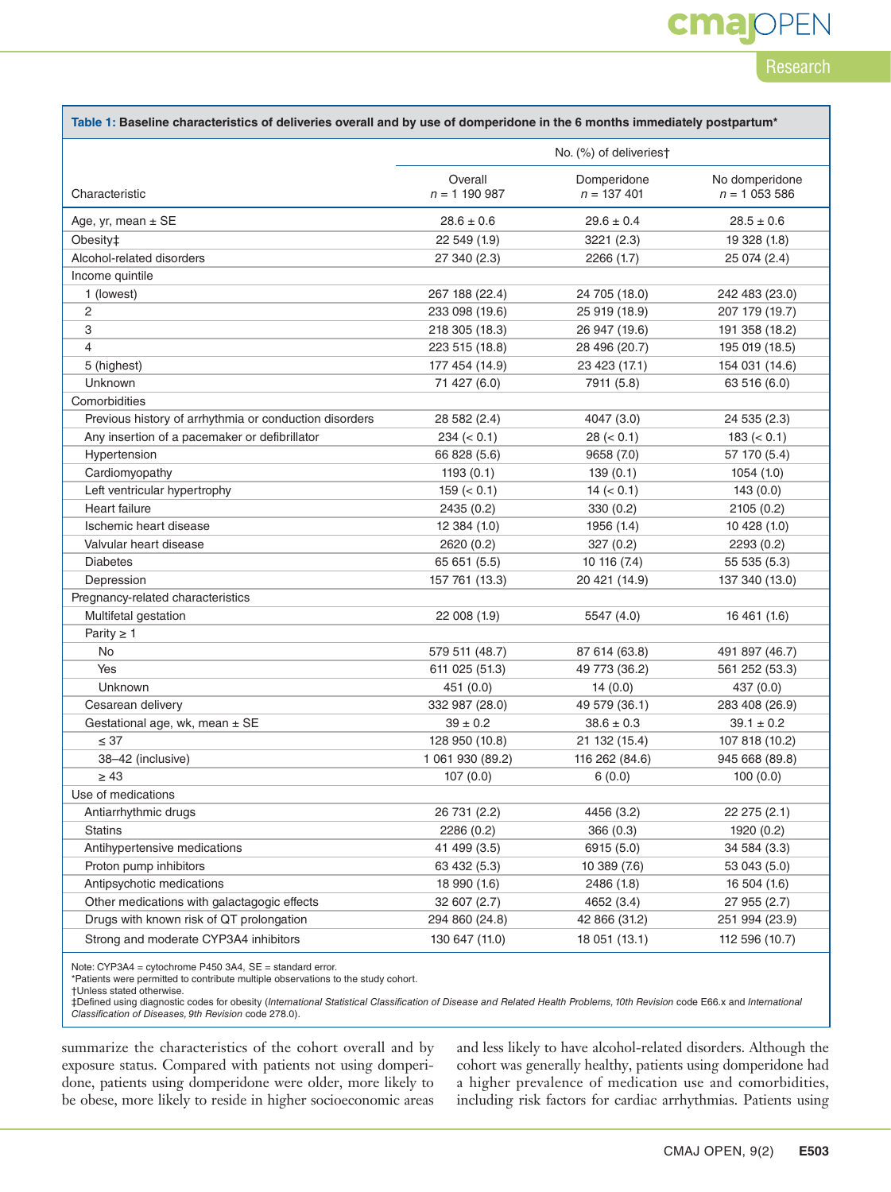**Table 1: Baseline characteristics of deliveries overall and by use of domperidone in the 6 months immediately postpartum***

| Characteristic | No. (%) of deliveries† | | |
|---|---|---|---|
| | Overall n = 1 190 987 | Domperidone n = 137 401 | No domperidone n = 1 053 586 |
| Age, yr, mean ± SE | 28.6 ± 0.6 | 29.6 ± 0.4 | 28.5 ± 0.6 |
| Obesity‡ | 22 549 (1.9) | 3221 (2.3) | 19 328 (1.8) |
| Alcohol-related disorders | 27 340 (2.3) | 2266 (1.7) | 25 074 (2.4) |
| Income quintile | | | |
| 1 (lowest) | 267 188 (22.4) | 24 705 (18.0) | 242 483 (23.0) |
| 2 | 233 098 (19.6) | 25 919 (18.9) | 207 179 (19.7) |
| 3 | 218 305 (18.3) | 26 947 (19.6) | 191 358 (18.2) |
| 4 | 223 515 (18.8) | 28 496 (20.7) | 195 019 (18.5) |
| 5 (highest) | 177 454 (14.9) | 23 423 (17.1) | 154 031 (14.6) |
| Unknown | 71 427 (6.0) | 7911 (5.8) | 63 516 (6.0) |
| Comorbidities | | | |
| Previous history of arrhythmia or conduction disorders | 28 582 (2.4) | 4047 (3.0) | 24 535 (2.3) |
| Any insertion of a pacemaker or defibrillator | 234 (< 0.1) | 28 (< 0.1) | 183 (< 0.1) |
| Hypertension | 66 828 (5.6) | 9658 (7.0) | 57 170 (5.4) |
| Cardiomyopathy | 1193 (0.1) | 139 (0.1) | 1054 (1.0) |
| Left ventricular hypertrophy | 159 (< 0.1) | 14 (< 0.1) | 143 (0.0) |
| Heart failure | 2435 (0.2) | 330 (0.2) | 2105 (0.2) |
| Ischemic heart disease | 12 384 (1.0) | 1956 (1.4) | 10 428 (1.0) |
| Valvular heart disease | 2620 (0.2) | 327 (0.2) | 2293 (0.2) |
| Diabetes | 65 651 (5.5) | 10 116 (7.4) | 55 535 (5.3) |
| Depression | 157 761 (13.3) | 20 421 (14.9) | 137 340 (13.0) |
| Pregnancy-related characteristics | | | |
| Multifetal gestation | 22 008 (1.9) | 5547 (4.0) | 16 461 (1.6) |
| Parity ≥ 1 | | | |
| No | 579 511 (48.7) | 87 614 (63.8) | 491 897 (46.7) |
| Yes | 611 025 (51.3) | 49 773 (36.2) | 561 252 (53.3) |
| Unknown | 451 (0.0) | 14 (0.0) | 437 (0.0) |
| Cesarean delivery | 332 987 (28.0) | 49 579 (36.1) | 283 408 (26.9) |
| Gestational age, wk, mean ± SE | 39 ± 0.2 | 38.6 ± 0.3 | 39.1 ± 0.2 |
| ≤ 37 | 128 950 (10.8) | 21 132 (15.4) | 107 818 (10.2) |
| 38–42 (inclusive) | 1 061 930 (89.2) | 116 262 (84.6) | 945 668 (89.8) |
| ≥ 43 | 107 (0.0) | 6 (0.0) | 100 (0.0) |
| Use of medications | | | |
| Antiarrhythmic drugs | 26 731 (2.2) | 4456 (3.2) | 22 275 (2.1) |
| Statins | 2286 (0.2) | 366 (0.3) | 1920 (0.2) |
| Antihypertensive medications | 41 499 (3.5) | 6915 (5.0) | 34 584 (3.3) |
| Proton pump inhibitors | 63 432 (5.3) | 10 389 (7.6) | 53 043 (5.0) |
| Antipsychotic medications | 18 990 (1.6) | 2486 (1.8) | 16 504 (1.6) |
| Other medications with galactagogic effects | 32 607 (2.7) | 4652 (3.4) | 27 955 (2.7) |
| Drugs with known risk of QT prolongation | 294 860 (24.8) | 42 866 (31.2) | 251 994 (23.9) |
| Strong and moderate CYP3A4 inhibitors | 130 647 (11.0) | 18 051 (13.1) | 112 596 (10.7) |

Note: CYP3A4 = cytochrome P450 3A4, SE = standard error.
*Patients were permitted to contribute multiple observations to the study cohort.
†Unless stated otherwise.
‡Defined using diagnostic codes for obesity (*International Statistical Classification of Disease and Related Health Problems, 10th Revision* code E66.x and *International Classification of Diseases, 9th Revision* code 278.0).

summarize the characteristics of the cohort overall and by exposure status. Compared with patients not using domperidone, patients using domperidone were older, more likely to be obese, more likely to reside in higher socioeconomic areas and less likely to have alcohol-related disorders. Although the cohort was generally healthy, patients using domperidone had a higher prevalence of medication use and comorbidities, including risk factors for cardiac arrhythmias. Patients using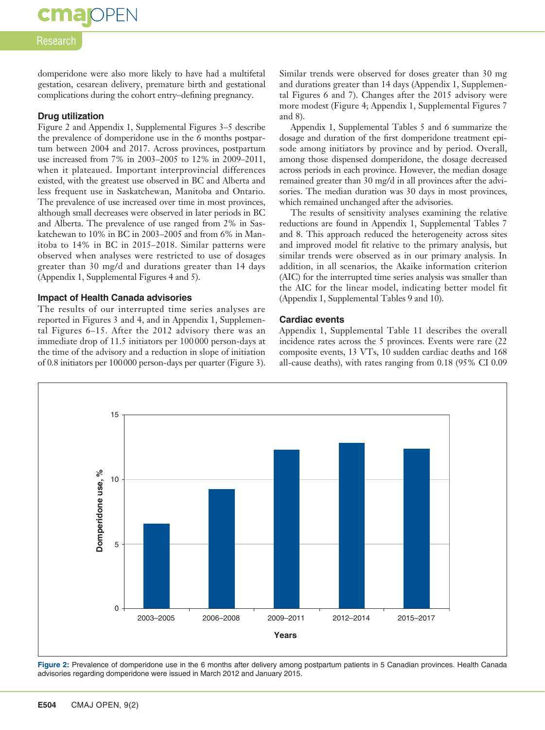domperidone were also more likely to have had a multifetal gestation, cesarean delivery, premature birth and gestational complications during the cohort entry–defining pregnancy.

### Drug utilization

Figure 2 and Appendix 1, Supplemental Figures 3–5 describe the prevalence of domperidone use in the 6 months postpartum between 2004 and 2017. Across provinces, postpartum use increased from 7% in 2003–2005 to 12% in 2009–2011, when it plateaued. Important interprovincial differences existed, with the greatest use observed in BC and Alberta and less frequent use in Saskatchewan, Manitoba and Ontario. The prevalence of use increased over time in most provinces, although small decreases were observed in later periods in BC and Alberta. The prevalence of use ranged from 2% in Saskatchewan to 10% in BC in 2003–2005 and from 6% in Manitoba to 14% in BC in 2015–2018. Similar patterns were observed when analyses were restricted to use of dosages greater than 30 mg/d and durations greater than 14 days (Appendix 1, Supplemental Figures 4 and 5).

### Impact of Health Canada advisories

The results of our interrupted time series analyses are reported in Figures 3 and 4, and in Appendix 1, Supplemental Figures 6–15. After the 2012 advisory there was an immediate drop of 11.5 initiators per 100 000 person-days at the time of the advisory and a reduction in slope of initiation of 0.8 initiators per 100 000 person-days per quarter (Figure 3). Similar trends were observed for doses greater than 30 mg and durations greater than 14 days (Appendix 1, Supplemental Figures 6 and 7). Changes after the 2015 advisory were more modest (Figure 4; Appendix 1, Supplemental Figures 7 and 8).

Appendix 1, Supplemental Tables 5 and 6 summarize the dosage and duration of the first domperidone treatment episode among initiators by province and by period. Overall, among those dispensed domperidone, the dosage decreased across periods in each province. However, the median dosage remained greater than 30 mg/d in all provinces after the advisories. The median duration was 30 days in most provinces, which remained unchanged after the advisories.

The results of sensitivity analyses examining the relative reductions are found in Appendix 1, Supplemental Tables 7 and 8. This approach reduced the heterogeneity across sites and improved model fit relative to the primary analysis, but similar trends were observed as in our primary analysis. In addition, in all scenarios, the Akaike information criterion (AIC) for the interrupted time series analysis was smaller than the AIC for the linear model, indicating better model fit (Appendix 1, Supplemental Tables 9 and 10).

### Cardiac events

Appendix 1, Supplemental Table 11 describes the overall incidence rates across the 5 provinces. Events were rare (22 composite events, 13 VTs, 10 sudden cardiac deaths and 168 all-cause deaths), with rates ranging from 0.18 (95% CI 0.09

**Figure 2:** Prevalence of domperidone use in the 6 months after delivery among postpartum patients in 5 Canadian provinces. Health Canada advisories regarding domperidone were issued in March 2012 and January 2015.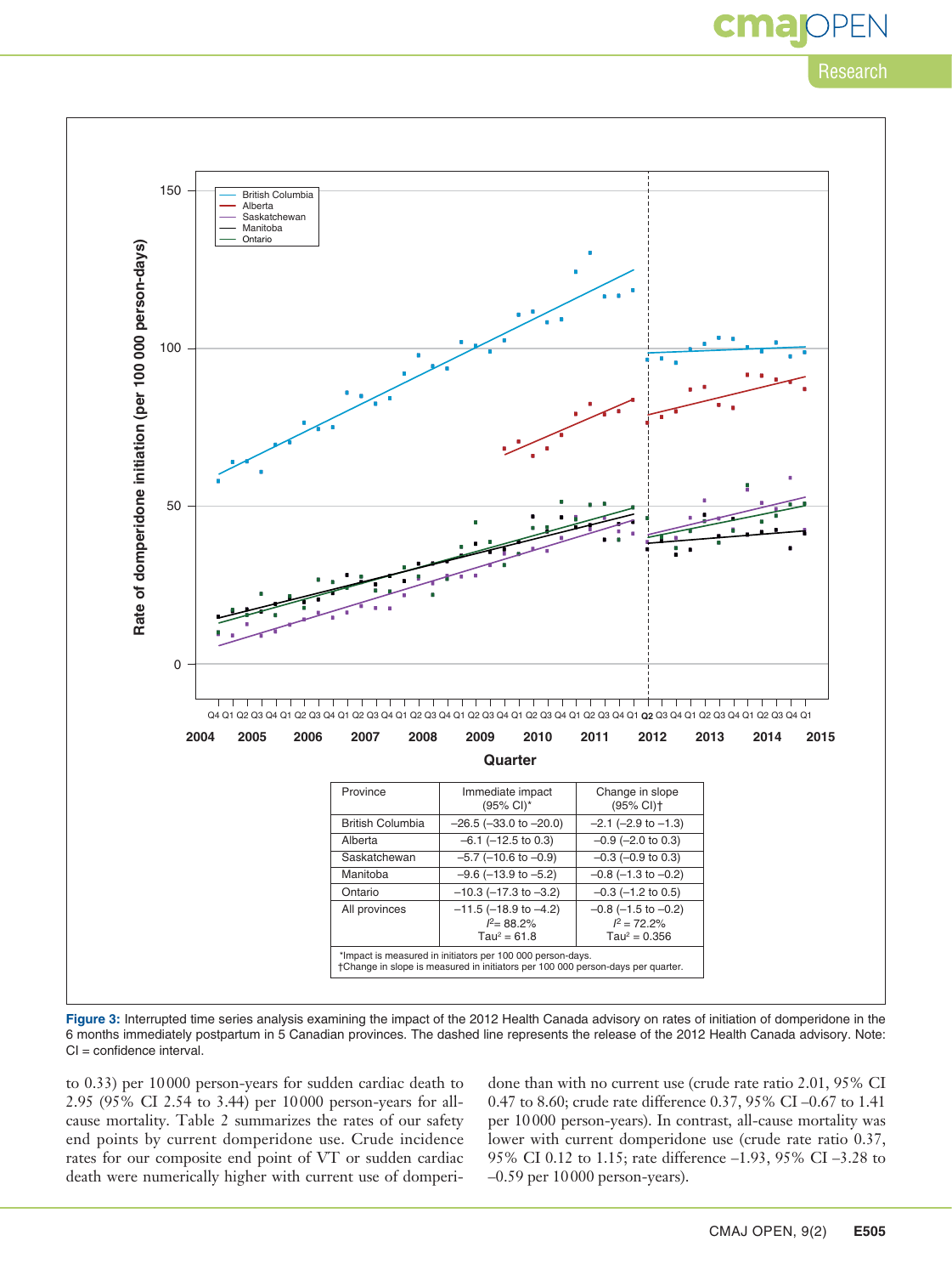| Province | Immediate impact (95% CI)* | Change in slope (95% CI)† |
|---|---|---|
| British Columbia | −26.5 (−33.0 to −20.0) | −2.1 (−2.9 to −1.3) |
| Alberta | −6.1 (−12.5 to 0.3) | −0.9 (−2.0 to 0.3) |
| Saskatchewan | −5.7 (−10.6 to −0.9) | −0.3 (−0.9 to 0.3) |
| Manitoba | −9.6 (−13.9 to −5.2) | −0.8 (−1.3 to −0.2) |
| Ontario | −10.3 (−17.3 to −3.2) | −0.3 (−1.2 to 0.5) |
| All provinces | −11.5 (−18.9 to −4.2) $I^2$ = 88.2% Tau² = 61.8 | −0.8 (−1.5 to −0.2) $I^2$ = 72.2% Tau² = 0.356 |

*Impact is measured in initiators per 100 000 person-days.
†Change in slope is measured in initiators per 100 000 person-days per quarter.

**Figure 3:** Interrupted time series analysis examining the impact of the 2012 Health Canada advisory on rates of initiation of domperidone in the 6 months immediately postpartum in 5 Canadian provinces. The dashed line represents the release of the 2012 Health Canada advisory. Note: CI = confidence interval.

to 0.33) per 10 000 person-years for sudden cardiac death to 2.95 (95% CI 2.54 to 3.44) per 10 000 person-years for all-cause mortality. Table 2 summarizes the rates of our safety end points by current domperidone use. Crude incidence rates for our composite end point of VT or sudden cardiac death were numerically higher with current use of domperidone than with no current use (crude rate ratio 2.01, 95% CI 0.47 to 8.60; crude rate difference 0.37, 95% CI −0.67 to 1.41 per 10 000 person-years). In contrast, all-cause mortality was lower with current domperidone use (crude rate ratio 0.37, 95% CI 0.12 to 1.15; rate difference −1.93, 95% CI −3.28 to −0.59 per 10 000 person-years).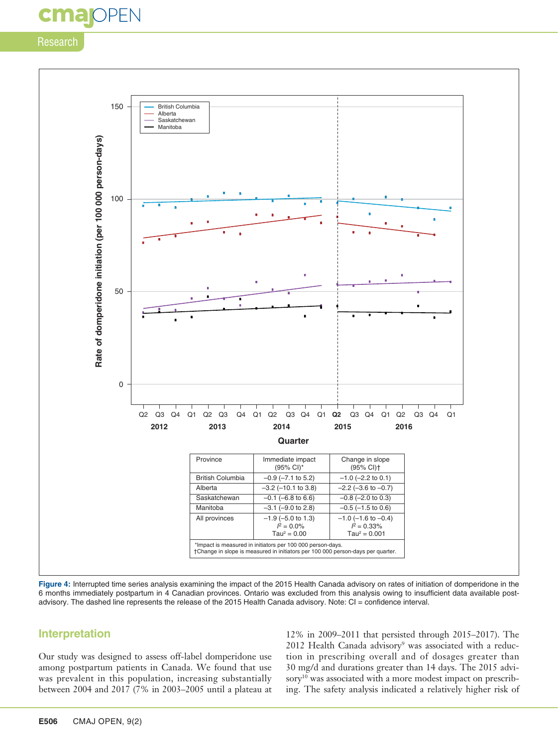| Province | Immediate impact (95% CI)* | Change in slope (95% CI)† |
|---|---|---|
| British Columbia | −0.9 (−7.1 to 5.2) | −1.0 (−2.2 to 0.1) |
| Alberta | −3.2 (−10.1 to 3.8) | −2.2 (−3.6 to −0.7) |
| Saskatchewan | −0.1 (−6.8 to 6.6) | −0.8 (−2.0 to 0.3) |
| Manitoba | −3.1 (−9.0 to 2.8) | −0.5 (−1.5 to 0.6) |
| All provinces | −1.9 (−5.0 to 1.3) $I^2$ = 0.0% Tau² = 0.00 | −1.0 (−1.6 to −0.4) $I^2$ = 0.33% Tau² = 0.001 |

*Impact is measured in initiators per 100 000 person-days.
†Change in slope is measured in initiators per 100 000 person-days per quarter.

**Figure 4:** Interrupted time series analysis examining the impact of the 2015 Health Canada advisory on rates of initiation of domperidone in the 6 months immediately postpartum in 4 Canadian provinces. Ontario was excluded from this analysis owing to insufficient data available post-advisory. The dashed line represents the release of the 2015 Health Canada advisory. Note: CI = confidence interval.

## Interpretation

Our study was designed to assess off-label domperidone use among postpartum patients in Canada. We found that use was prevalent in this population, increasing substantially between 2004 and 2017 (7% in 2003–2005 until a plateau at 12% in 2009–2011 that persisted through 2015–2017). The 2012 Health Canada advisory[9] was associated with a reduction in prescribing overall and of dosages greater than 30 mg/d and durations greater than 14 days. The 2015 advisory[10] was associated with a more modest impact on prescribing. The safety analysis indicated a relatively higher risk of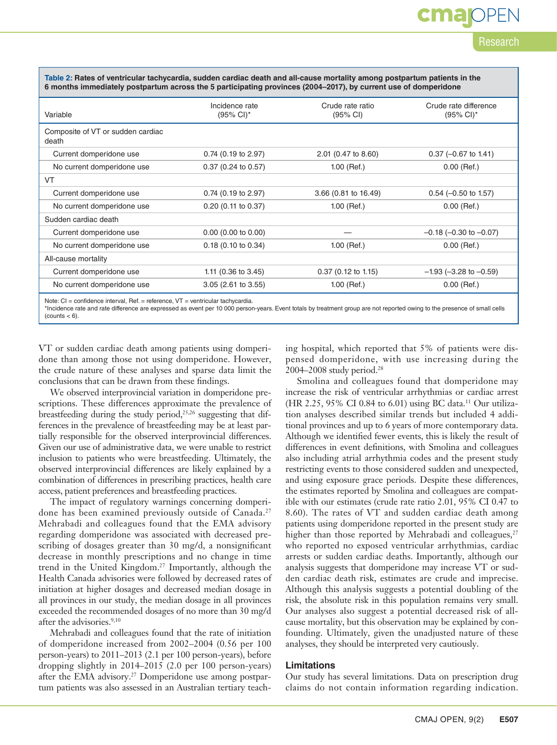**Table 2: Rates of ventricular tachycardia, sudden cardiac death and all-cause mortality among postpartum patients in the 6 months immediately postpartum across the 5 participating provinces (2004–2017), by current use of domperidone**

| Variable | Incidence rate (95% CI)* | Crude rate ratio (95% CI) | Crude rate difference (95% CI)* |
|---|---|---|---|
| Composite of VT or sudden cardiac death | | | |
| Current domperidone use | 0.74 (0.19 to 2.97) | 2.01 (0.47 to 8.60) | 0.37 (–0.67 to 1.41) |
| No current domperidone use | 0.37 (0.24 to 0.57) | 1.00 (Ref.) | 0.00 (Ref.) |
| VT | | | |
| Current domperidone use | 0.74 (0.19 to 2.97) | 3.66 (0.81 to 16.49) | 0.54 (–0.50 to 1.57) |
| No current domperidone use | 0.20 (0.11 to 0.37) | 1.00 (Ref.) | 0.00 (Ref.) |
| Sudden cardiac death | | | |
| Current domperidone use | 0.00 (0.00 to 0.00) | — | –0.18 (–0.30 to –0.07) |
| No current domperidone use | 0.18 (0.10 to 0.34) | 1.00 (Ref.) | 0.00 (Ref.) |
| All-cause mortality | | | |
| Current domperidone use | 1.11 (0.36 to 3.45) | 0.37 (0.12 to 1.15) | –1.93 (–3.28 to –0.59) |
| No current domperidone use | 3.05 (2.61 to 3.55) | 1.00 (Ref.) | 0.00 (Ref.) |

Note: CI = confidence interval, Ref. = reference, VT = ventricular tachycardia.
*Incidence rate and rate difference are expressed as event per 10 000 person-years. Event totals by treatment group are not reported owing to the presence of small cells (counts < 6).

VT or sudden cardiac death among patients using domperidone than among those not using domperidone. However, the crude nature of these analyses and sparse data limit the conclusions that can be drawn from these findings.

We observed interprovincial variation in domperidone prescriptions. These differences approximate the prevalence of breastfeeding during the study period,[25,26] suggesting that differences in the prevalence of breastfeeding may be at least partially responsible for the observed interprovincial differences. Given our use of administrative data, we were unable to restrict inclusion to patients who were breastfeeding. Ultimately, the observed interprovincial differences are likely explained by a combination of differences in prescribing practices, health care access, patient preferences and breastfeeding practices.

The impact of regulatory warnings concerning domperidone has been examined previously outside of Canada.[27] Mehrabadi and colleagues found that the EMA advisory regarding domperidone was associated with decreased prescribing of dosages greater than 30 mg/d, a nonsignificant decrease in monthly prescriptions and no change in time trend in the United Kingdom.[27] Importantly, although the Health Canada advisories were followed by decreased rates of initiation at higher dosages and decreased median dosage in all provinces in our study, the median dosage in all provinces exceeded the recommended dosages of no more than 30 mg/d after the advisories.[9,10]

Mehrabadi and colleagues found that the rate of initiation of domperidone increased from 2002–2004 (0.56 per 100 person-years) to 2011–2013 (2.1 per 100 person-years), before dropping slightly in 2014–2015 (2.0 per 100 person-years) after the EMA advisory.[27] Domperidone use among postpartum patients was also assessed in an Australian tertiary teaching hospital, which reported that 5% of patients were dispensed domperidone, with use increasing during the 2004–2008 study period.[28]

Smolina and colleagues found that domperidone may increase the risk of ventricular arrhythmias or cardiac arrest (HR 2.25, 95% CI 0.84 to 6.01) using BC data.[11] Our utilization analyses described similar trends but included 4 additional provinces and up to 6 years of more contemporary data. Although we identified fewer events, this is likely the result of differences in event definitions, with Smolina and colleagues also including atrial arrhythmia codes and the present study restricting events to those considered sudden and unexpected, and using exposure grace periods. Despite these differences, the estimates reported by Smolina and colleagues are compatible with our estimates (crude rate ratio 2.01, 95% CI 0.47 to 8.60). The rates of VT and sudden cardiac death among patients using domperidone reported in the present study are higher than those reported by Mehrabadi and colleagues,[27] who reported no exposed ventricular arrhythmias, cardiac arrests or sudden cardiac deaths. Importantly, although our analysis suggests that domperidone may increase VT or sudden cardiac death risk, estimates are crude and imprecise. Although this analysis suggests a potential doubling of the risk, the absolute risk in this population remains very small. Our analyses also suggest a potential decreased risk of all-cause mortality, but this observation may be explained by confounding. Ultimately, given the unadjusted nature of these analyses, they should be interpreted very cautiously.

### Limitations

Our study has several limitations. Data on prescription drug claims do not contain information regarding indication.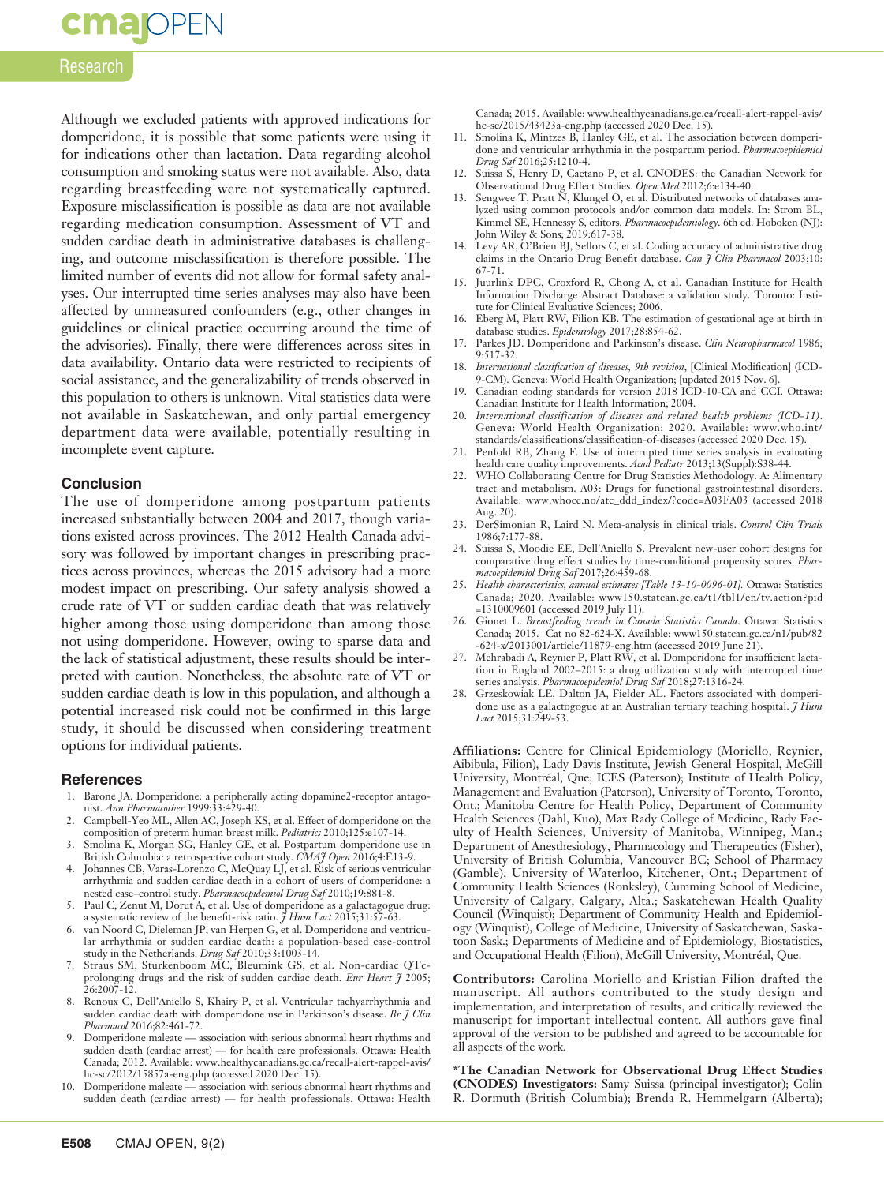Although we excluded patients with approved indications for domperidone, it is possible that some patients were using it for indications other than lactation. Data regarding alcohol consumption and smoking status were not available. Also, data regarding breastfeeding were not systematically captured. Exposure misclassification is possible as data are not available regarding medication consumption. Assessment of VT and sudden cardiac death in administrative databases is challenging, and outcome misclassification is therefore possible. The limited number of events did not allow for formal safety analyses. Our interrupted time series analyses may also have been affected by unmeasured confounders (e.g., other changes in guidelines or clinical practice occurring around the time of the advisories). Finally, there were differences across sites in data availability. Ontario data were restricted to recipients of social assistance, and the generalizability of trends observed in this population to others is unknown. Vital statistics data were not available in Saskatchewan, and only partial emergency department data were available, potentially resulting in incomplete event capture.

### Conclusion

The use of domperidone among postpartum patients increased substantially between 2004 and 2017, though variations existed across provinces. The 2012 Health Canada advisory was followed by important changes in prescribing practices across provinces, whereas the 2015 advisory had a more modest impact on prescribing. Our safety analysis showed a crude rate of VT or sudden cardiac death that was relatively higher among those using domperidone than among those not using domperidone. However, owing to sparse data and the lack of statistical adjustment, these results should be interpreted with caution. Nonetheless, the absolute rate of VT or sudden cardiac death is low in this population, and although a potential increased risk could not be confirmed in this large study, it should be discussed when considering treatment options for individual patients.

### References

1. Barone JA. Domperidone: a peripherally acting dopamine2-receptor antagonist. *Ann Pharmacother* 1999;33:429-40.
2. Campbell-Yeo ML, Allen AC, Joseph KS, et al. Effect of domperidone on the composition of preterm human breast milk. *Pediatrics* 2010;125:e107-14.
3. Smolina K, Morgan SG, Hanley GE, et al. Postpartum domperidone use in British Columbia: a retrospective cohort study. *CMAJ Open* 2016;4:E13-9.
4. Johannes CB, Varas-Lorenzo C, McQuay LJ, et al. Risk of serious ventricular arrhythmia and sudden cardiac death in a cohort of users of domperidone: a nested case–control study. *Pharmacoepidemiol Drug Saf* 2010;19:881-8.
5. Paul C, Zenut M, Dorut A, et al. Use of domperidone as a galactagogue drug: a systematic review of the benefit-risk ratio. *J Hum Lact* 2015;31:57-63.
6. van Noord C, Dieleman JP, van Herpen G, et al. Domperidone and ventricular arrhythmia or sudden cardiac death: a population-based case-control study in the Netherlands. *Drug Saf* 2010;33:1003-14.
7. Straus SM, Sturkenboom MC, Bleumink GS, et al. Non-cardiac QTc-prolonging drugs and the risk of sudden cardiac death. *Eur Heart J* 2005; 26:2007-12.
8. Renoux C, Dell'Aniello S, Khairy P, et al. Ventricular tachyarrhythmia and sudden cardiac death with domperidone use in Parkinson's disease. *Br J Clin Pharmacol* 2016;82:461-72.
9. Domperidone maleate — association with serious abnormal heart rhythms and sudden death (cardiac arrest) — for health care professionals. Ottawa: Health Canada; 2012. Available: www.healthycanadians.gc.ca/recall-alert-rappel-avis/hc-sc/2012/15857a-eng.php (accessed 2020 Dec. 15).
10. Domperidone maleate — association with serious abnormal heart rhythms and sudden death (cardiac arrest) — for health professionals. Ottawa: Health Canada; 2015. Available: www.healthycanadians.gc.ca/recall-alert-rappel-avis/hc-sc/2015/43423a-eng.php (accessed 2020 Dec. 15).
11. Smolina K, Mintzes B, Hanley GE, et al. The association between domperidone and ventricular arrhythmia in the postpartum period. *Pharmacoepidemiol Drug Saf* 2016;25:1210-4.
12. Suissa S, Henry D, Caetano P, et al. CNODES: the Canadian Network for Observational Drug Effect Studies. *Open Med* 2012;6:e134-40.
13. Sengwee T, Pratt N, Klungel O, et al. Distributed networks of databases analyzed using common protocols and/or common data models. In: Strom BL, Kimmel SE, Hennessy S, editors. *Pharmacoepidemiology*. 6th ed. Hoboken (NJ): John Wiley & Sons; 2019:617-38.
14. Levy AR, O'Brien BJ, Sellors C, et al. Coding accuracy of administrative drug claims in the Ontario Drug Benefit database. *Can J Clin Pharmacol* 2003;10: 67-71.
15. Juurlink DPC, Croxford R, Chong A, et al. Canadian Institute for Health Information Discharge Abstract Database: a validation study. Toronto: Institute for Clinical Evaluative Sciences; 2006.
16. Eberg M, Platt RW, Filion KB. The estimation of gestational age at birth in database studies. *Epidemiology* 2017;28:854-62.
17. Parkes JD. Domperidone and Parkinson's disease. *Clin Neuropharmacol* 1986; 9:517-32.
18. *International classification of diseases, 9th revision*, [Clinical Modification] (ICD-9-CM). Geneva: World Health Organization; [updated 2015 Nov. 6].
19. Canadian coding standards for version 2018 ICD-10-CA and CCI. Ottawa: Canadian Institute for Health Information; 2004.
20. *International classification of diseases and related health problems (ICD-11)*. Geneva: World Health Organization; 2020. Available: www.who.int/standards/classifications/classification-of-diseases (accessed 2020 Dec. 15).
21. Penfold RB, Zhang F. Use of interrupted time series analysis in evaluating health care quality improvements. *Acad Pediatr* 2013;13(Suppl):S38-44.
22. WHO Collaborating Centre for Drug Statistics Methodology. A: Alimentary tract and metabolism. A03: Drugs for functional gastrointestinal disorders. Available: www.whocc.no/atc_ddd_index/?code=A03FA03 (accessed 2018 Aug. 20).
23. DerSimonian R, Laird N. Meta-analysis in clinical trials. *Control Clin Trials* 1986;7:177-88.
24. Suissa S, Moodie EE, Dell'Aniello S. Prevalent new-user cohort designs for comparative drug effect studies by time-conditional propensity scores. *Pharmacoepidemiol Drug Saf* 2017;26:459-68.
25. *Health characteristics, annual estimates [Table 13-10-0096-01]*. Ottawa: Statistics Canada; 2020. Available: www150.statcan.gc.ca/t1/tbl1/en/tv.action?pid=1310009601 (accessed 2019 July 11).
26. Gionet L. *Breastfeeding trends in Canada Statistics Canada*. Ottawa: Statistics Canada; 2015. Cat no 82-624-X. Available: www150.statcan.gc.ca/n1/pub/82-624-x/2013001/article/11879-eng.htm (accessed 2019 June 21).
27. Mehrabadi A, Reynier P, Platt RW, et al. Domperidone for insufficient lactation in England 2002–2015: a drug utilization study with interrupted time series analysis. *Pharmacoepidemiol Drug Saf* 2018;27:1316-24.
28. Grzeskowiak LE, Dalton JA, Fielder AL. Factors associated with domperidone use as a galactogogue at an Australian tertiary teaching hospital. *J Hum Lact* 2015;31:249-53.

**Affiliations:** Centre for Clinical Epidemiology (Moriello, Reynier, Aibibula, Filion), Lady Davis Institute, Jewish General Hospital, McGill University, Montréal, Que; ICES (Paterson); Institute of Health Policy, Management and Evaluation (Paterson), University of Toronto, Toronto, Ont.; Manitoba Centre for Health Policy, Department of Community Health Sciences (Dahl, Kuo), Max Rady College of Medicine, Rady Faculty of Health Sciences, University of Manitoba, Winnipeg, Man.; Department of Anesthesiology, Pharmacology and Therapeutics (Fisher), University of British Columbia, Vancouver BC; School of Pharmacy (Gamble), University of Waterloo, Kitchener, Ont.; Department of Community Health Sciences (Ronksley), Cumming School of Medicine, University of Calgary, Calgary, Alta.; Saskatchewan Health Quality Council (Winquist); Department of Community Health and Epidemiology (Winquist), College of Medicine, University of Saskatchewan, Saskatoon Sask.; Departments of Medicine and of Epidemiology, Biostatistics, and Occupational Health (Filion), McGill University, Montréal, Que.

**Contributors:** Carolina Moriello and Kristian Filion drafted the manuscript. All authors contributed to the study design and implementation, and interpretation of results, and critically reviewed the manuscript for important intellectual content. All authors gave final approval of the version to be published and agreed to be accountable for all aspects of the work.

**\*The Canadian Network for Observational Drug Effect Studies (CNODES) Investigators:** Samy Suissa (principal investigator); Colin R. Dormuth (British Columbia); Brenda R. Hemmelgarn (Alberta);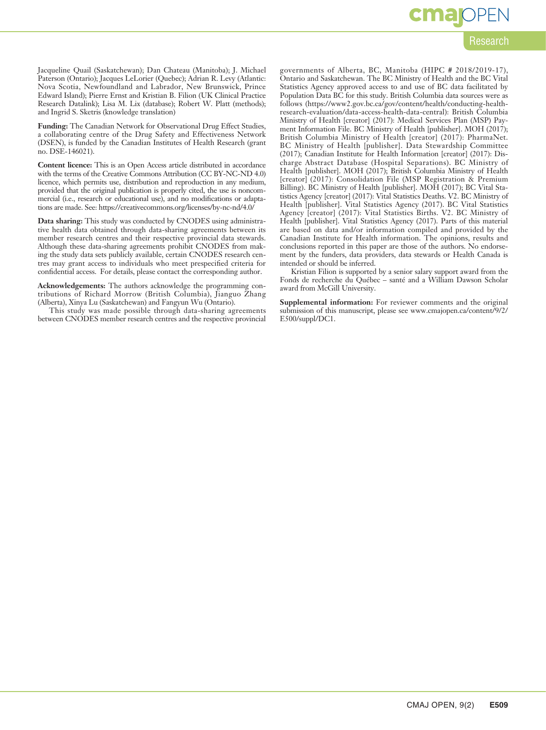Jacqueline Quail (Saskatchewan); Dan Chateau (Manitoba); J. Michael Paterson (Ontario); Jacques LeLorier (Quebec); Adrian R. Levy (Atlantic: Nova Scotia, Newfoundland and Labrador, New Brunswick, Prince Edward Island); Pierre Ernst and Kristian B. Filion (UK Clinical Practice Research Datalink); Lisa M. Lix (database); Robert W. Platt (methods); and Ingrid S. Sketris (knowledge translation)

**Funding:** The Canadian Network for Observational Drug Effect Studies, a collaborating centre of the Drug Safety and Effectiveness Network (DSEN), is funded by the Canadian Institutes of Health Research (grant no. DSE-146021).

**Content licence:** This is an Open Access article distributed in accordance with the terms of the Creative Commons Attribution (CC BY-NC-ND 4.0) licence, which permits use, distribution and reproduction in any medium, provided that the original publication is properly cited, the use is noncommercial (i.e., research or educational use), and no modifications or adaptations are made. See: https://creativecommons.org/licenses/by-nc-nd/4.0/

**Data sharing:** This study was conducted by CNODES using administrative health data obtained through data-sharing agreements between its member research centres and their respective provincial data stewards. Although these data-sharing agreements prohibit CNODES from making the study data sets publicly available, certain CNODES research centres may grant access to individuals who meet prespecified criteria for confidential access. For details, please contact the corresponding author.

**Acknowledgements:** The authors acknowledge the programming contributions of Richard Morrow (British Columbia), Jianguo Zhang (Alberta), Xinya Lu (Saskatchewan) and Fangyun Wu (Ontario).

This study was made possible through data-sharing agreements between CNODES member research centres and the respective provincial governments of Alberta, BC, Manitoba (HIPC # 2018/2019-17), Ontario and Saskatchewan. The BC Ministry of Health and the BC Vital Statistics Agency approved access to and use of BC data facilitated by Population Data BC for this study. British Columbia data sources were as follows (https://www2.gov.bc.ca/gov/content/health/conducting-health-research-evaluation/data-access-health-data-central): British Columbia Ministry of Health [creator] (2017): Medical Services Plan (MSP) Payment Information File. BC Ministry of Health [publisher]. MOH (2017); British Columbia Ministry of Health [creator] (2017): PharmaNet. BC Ministry of Health [publisher]. Data Stewardship Committee (2017); Canadian Institute for Health Information [creator] (2017): Discharge Abstract Database (Hospital Separations). BC Ministry of Health [publisher]. MOH (2017); British Columbia Ministry of Health [creator] (2017): Consolidation File (MSP Registration & Premium Billing). BC Ministry of Health [publisher]. MOH (2017); BC Vital Statistics Agency [creator] (2017): Vital Statistics Deaths. V2. BC Ministry of Health [publisher]. Vital Statistics Agency (2017). BC Vital Statistics Agency [creator] (2017): Vital Statistics Births. V2. BC Ministry of Health [publisher]. Vital Statistics Agency (2017). Parts of this material are based on data and/or information compiled and provided by the Canadian Institute for Health information. The opinions, results and conclusions reported in this paper are those of the authors. No endorsement by the funders, data providers, data stewards or Health Canada is intended or should be inferred.

Kristian Filion is supported by a senior salary support award from the Fonds de recherche du Québec – santé and a William Dawson Scholar award from McGill University.

**Supplemental information:** For reviewer comments and the original submission of this manuscript, please see www.cmajopen.ca/content/9/2/E500/suppl/DC1.